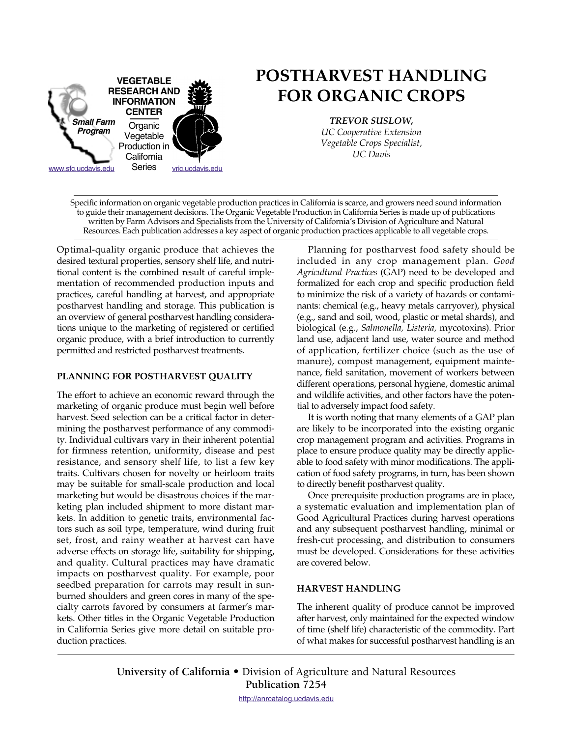VEGETABLE RESEARCH AND INFORMATION CENTER

Small Farm Program

Organic Vegetable Production in California Series

www.sfc.ucdavis.edu vric.ucdavis.edu

# POSTHARVEST HANDLING FOR ORGANIC CROPS

***TREVOR SUSLOW,***
*UC Cooperative Extension*
*Vegetable Crops Specialist,*
*UC Davis*

---

Specific information on organic vegetable production practices in California is scarce, and growers need sound information to guide their management decisions. The Organic Vegetable Production in California Series is made up of publications written by Farm Advisors and Specialists from the University of California's Division of Agriculture and Natural Resources. Each publication addresses a key aspect of organic production practices applicable to all vegetable crops.

---

Optimal-quality organic produce that achieves the desired textural properties, sensory shelf life, and nutritional content is the combined result of careful implementation of recommended production inputs and practices, careful handling at harvest, and appropriate postharvest handling and storage. This publication is an overview of general postharvest handling considerations unique to the marketing of registered or certified organic produce, with a brief introduction to currently permitted and restricted postharvest treatments.

## PLANNING FOR POSTHARVEST QUALITY

The effort to achieve an economic reward through the marketing of organic produce must begin well before harvest. Seed selection can be a critical factor in determining the postharvest performance of any commodity. Individual cultivars vary in their inherent potential for firmness retention, uniformity, disease and pest resistance, and sensory shelf life, to list a few key traits. Cultivars chosen for novelty or heirloom traits may be suitable for small-scale production and local marketing but would be disastrous choices if the marketing plan included shipment to more distant markets. In addition to genetic traits, environmental factors such as soil type, temperature, wind during fruit set, frost, and rainy weather at harvest can have adverse effects on storage life, suitability for shipping, and quality. Cultural practices may have dramatic impacts on postharvest quality. For example, poor seedbed preparation for carrots may result in sunburned shoulders and green cores in many of the specialty carrots favored by consumers at farmer's markets. Other titles in the Organic Vegetable Production in California Series give more detail on suitable production practices.

Planning for postharvest food safety should be included in any crop management plan. *Good Agricultural Practices* (GAP) need to be developed and formalized for each crop and specific production field to minimize the risk of a variety of hazards or contaminants: chemical (e.g., heavy metals carryover), physical (e.g., sand and soil, wood, plastic or metal shards), and biological (e.g., *Salmonella, Listeria,* mycotoxins). Prior land use, adjacent land use, water source and method of application, fertilizer choice (such as the use of manure), compost management, equipment maintenance, field sanitation, movement of workers between different operations, personal hygiene, domestic animal and wildlife activities, and other factors have the potential to adversely impact food safety.

It is worth noting that many elements of a GAP plan are likely to be incorporated into the existing organic crop management program and activities. Programs in place to ensure produce quality may be directly applicable to food safety with minor modifications. The application of food safety programs, in turn, has been shown to directly benefit postharvest quality.

Once prerequisite production programs are in place, a systematic evaluation and implementation plan of Good Agricultural Practices during harvest operations and any subsequent postharvest handling, minimal or fresh-cut processing, and distribution to consumers must be developed. Considerations for these activities are covered below.

## HARVEST HANDLING

The inherent quality of produce cannot be improved after harvest, only maintained for the expected window of time (shelf life) characteristic of the commodity. Part of what makes for successful postharvest handling is an

---

**University of California** • Division of Agriculture and Natural Resources
**Publication 7254**
http://anrcatalog.ucdavis.edu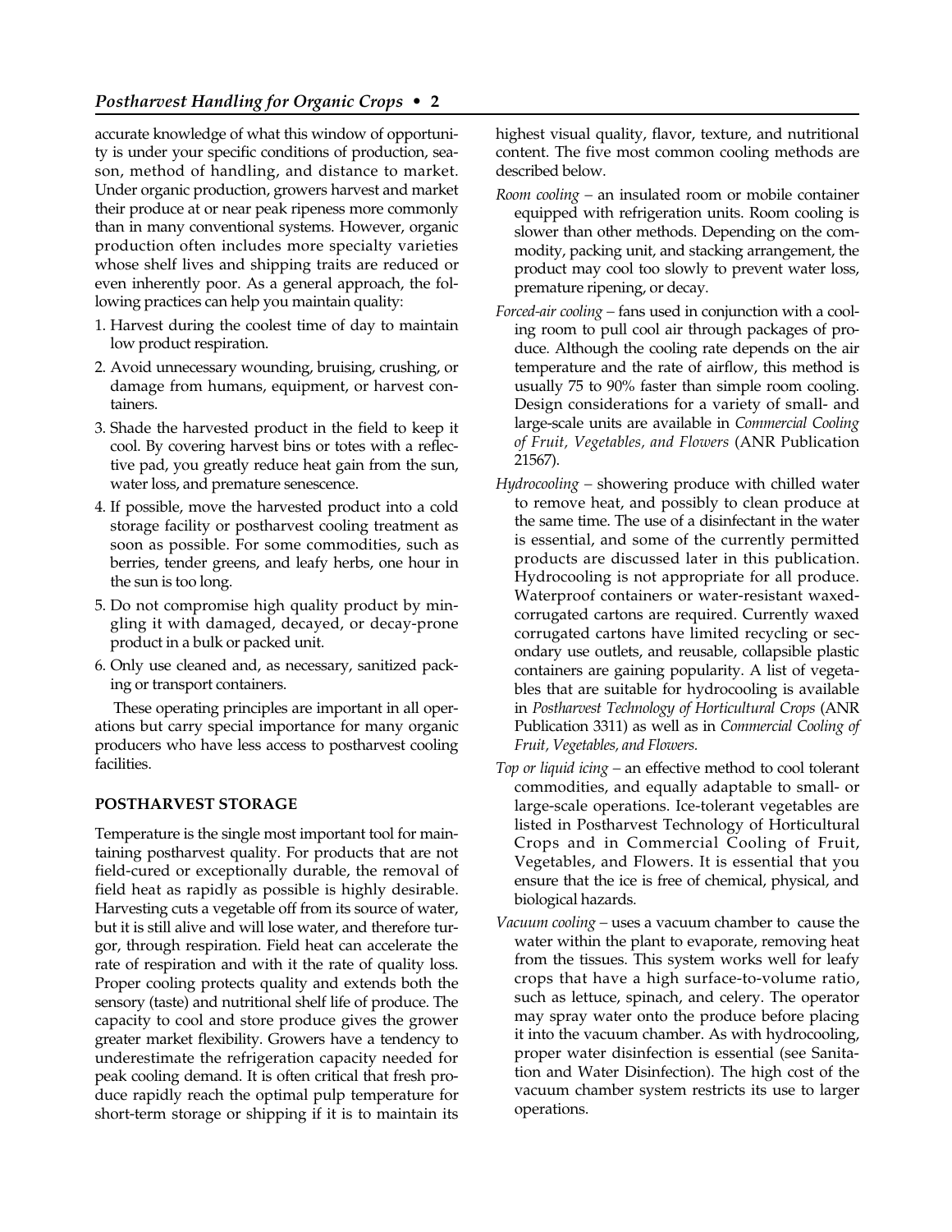accurate knowledge of what this window of opportunity is under your specific conditions of production, season, method of handling, and distance to market. Under organic production, growers harvest and market their produce at or near peak ripeness more commonly than in many conventional systems. However, organic production often includes more specialty varieties whose shelf lives and shipping traits are reduced or even inherently poor. As a general approach, the following practices can help you maintain quality:

1. Harvest during the coolest time of day to maintain low product respiration.
2. Avoid unnecessary wounding, bruising, crushing, or damage from humans, equipment, or harvest containers.
3. Shade the harvested product in the field to keep it cool. By covering harvest bins or totes with a reflective pad, you greatly reduce heat gain from the sun, water loss, and premature senescence.
4. If possible, move the harvested product into a cold storage facility or postharvest cooling treatment as soon as possible. For some commodities, such as berries, tender greens, and leafy herbs, one hour in the sun is too long.
5. Do not compromise high quality product by mingling it with damaged, decayed, or decay-prone product in a bulk or packed unit.
6. Only use cleaned and, as necessary, sanitized packing or transport containers.

These operating principles are important in all operations but carry special importance for many organic producers who have less access to postharvest cooling facilities.

## POSTHARVEST STORAGE

Temperature is the single most important tool for maintaining postharvest quality. For products that are not field-cured or exceptionally durable, the removal of field heat as rapidly as possible is highly desirable. Harvesting cuts a vegetable off from its source of water, but it is still alive and will lose water, and therefore turgor, through respiration. Field heat can accelerate the rate of respiration and with it the rate of quality loss. Proper cooling protects quality and extends both the sensory (taste) and nutritional shelf life of produce. The capacity to cool and store produce gives the grower greater market flexibility. Growers have a tendency to underestimate the refrigeration capacity needed for peak cooling demand. It is often critical that fresh produce rapidly reach the optimal pulp temperature for short-term storage or shipping if it is to maintain its highest visual quality, flavor, texture, and nutritional content. The five most common cooling methods are described below.

*Room cooling* – an insulated room or mobile container equipped with refrigeration units. Room cooling is slower than other methods. Depending on the commodity, packing unit, and stacking arrangement, the product may cool too slowly to prevent water loss, premature ripening, or decay.

*Forced-air cooling* – fans used in conjunction with a cooling room to pull cool air through packages of produce. Although the cooling rate depends on the air temperature and the rate of airflow, this method is usually 75 to 90% faster than simple room cooling. Design considerations for a variety of small- and large-scale units are available in *Commercial Cooling of Fruit, Vegetables, and Flowers* (ANR Publication 21567).

*Hydrocooling* – showering produce with chilled water to remove heat, and possibly to clean produce at the same time. The use of a disinfectant in the water is essential, and some of the currently permitted products are discussed later in this publication. Hydrocooling is not appropriate for all produce. Waterproof containers or water-resistant waxed-corrugated cartons are required. Currently waxed corrugated cartons have limited recycling or secondary use outlets, and reusable, collapsible plastic containers are gaining popularity. A list of vegetables that are suitable for hydrocooling is available in *Postharvest Technology of Horticultural Crops* (ANR Publication 3311) as well as in *Commercial Cooling of Fruit, Vegetables, and Flowers.*

*Top or liquid icing* – an effective method to cool tolerant commodities, and equally adaptable to small- or large-scale operations. Ice-tolerant vegetables are listed in Postharvest Technology of Horticultural Crops and in Commercial Cooling of Fruit, Vegetables, and Flowers. It is essential that you ensure that the ice is free of chemical, physical, and biological hazards.

*Vacuum cooling* – uses a vacuum chamber to cause the water within the plant to evaporate, removing heat from the tissues. This system works well for leafy crops that have a high surface-to-volume ratio, such as lettuce, spinach, and celery. The operator may spray water onto the produce before placing it into the vacuum chamber. As with hydrocooling, proper water disinfection is essential (see Sanitation and Water Disinfection). The high cost of the vacuum chamber system restricts its use to larger operations.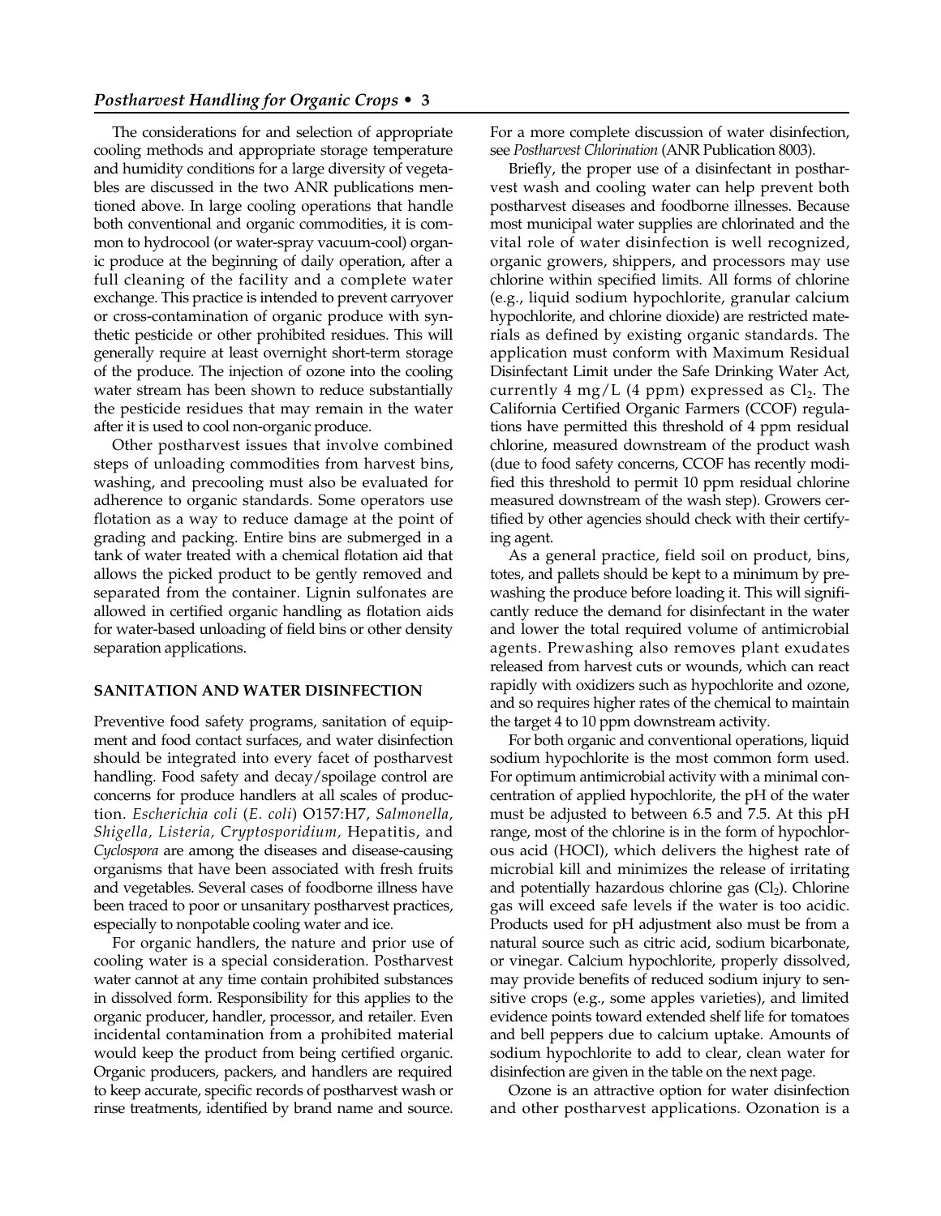The considerations for and selection of appropriate cooling methods and appropriate storage temperature and humidity conditions for a large diversity of vegetables are discussed in the two ANR publications mentioned above. In large cooling operations that handle both conventional and organic commodities, it is common to hydrocool (or water-spray vacuum-cool) organic produce at the beginning of daily operation, after a full cleaning of the facility and a complete water exchange. This practice is intended to prevent carryover or cross-contamination of organic produce with synthetic pesticide or other prohibited residues. This will generally require at least overnight short-term storage of the produce. The injection of ozone into the cooling water stream has been shown to reduce substantially the pesticide residues that may remain in the water after it is used to cool non-organic produce.

Other postharvest issues that involve combined steps of unloading commodities from harvest bins, washing, and precooling must also be evaluated for adherence to organic standards. Some operators use flotation as a way to reduce damage at the point of grading and packing. Entire bins are submerged in a tank of water treated with a chemical flotation aid that allows the picked product to be gently removed and separated from the container. Lignin sulfonates are allowed in certified organic handling as flotation aids for water-based unloading of field bins or other density separation applications.

## SANITATION AND WATER DISINFECTION

Preventive food safety programs, sanitation of equipment and food contact surfaces, and water disinfection should be integrated into every facet of postharvest handling. Food safety and decay/spoilage control are concerns for produce handlers at all scales of production. *Escherichia coli* (*E. coli*) O157:H7, *Salmonella, Shigella, Listeria, Cryptosporidium,* Hepatitis, and *Cyclospora* are among the diseases and disease-causing organisms that have been associated with fresh fruits and vegetables. Several cases of foodborne illness have been traced to poor or unsanitary postharvest practices, especially to nonpotable cooling water and ice.

For organic handlers, the nature and prior use of cooling water is a special consideration. Postharvest water cannot at any time contain prohibited substances in dissolved form. Responsibility for this applies to the organic producer, handler, processor, and retailer. Even incidental contamination from a prohibited material would keep the product from being certified organic. Organic producers, packers, and handlers are required to keep accurate, specific records of postharvest wash or rinse treatments, identified by brand name and source. For a more complete discussion of water disinfection, see *Postharvest Chlorination* (ANR Publication 8003).

Briefly, the proper use of a disinfectant in postharvest wash and cooling water can help prevent both postharvest diseases and foodborne illnesses. Because most municipal water supplies are chlorinated and the vital role of water disinfection is well recognized, organic growers, shippers, and processors may use chlorine within specified limits. All forms of chlorine (e.g., liquid sodium hypochlorite, granular calcium hypochlorite, and chlorine dioxide) are restricted materials as defined by existing organic standards. The application must conform with Maximum Residual Disinfectant Limit under the Safe Drinking Water Act, currently 4 mg/L (4 ppm) expressed as $Cl_2$. The California Certified Organic Farmers (CCOF) regulations have permitted this threshold of 4 ppm residual chlorine, measured downstream of the product wash (due to food safety concerns, CCOF has recently modified this threshold to permit 10 ppm residual chlorine measured downstream of the wash step). Growers certified by other agencies should check with their certifying agent.

As a general practice, field soil on product, bins, totes, and pallets should be kept to a minimum by prewashing the produce before loading it. This will significantly reduce the demand for disinfectant in the water and lower the total required volume of antimicrobial agents. Prewashing also removes plant exudates released from harvest cuts or wounds, which can react rapidly with oxidizers such as hypochlorite and ozone, and so requires higher rates of the chemical to maintain the target 4 to 10 ppm downstream activity.

For both organic and conventional operations, liquid sodium hypochlorite is the most common form used. For optimum antimicrobial activity with a minimal concentration of applied hypochlorite, the pH of the water must be adjusted to between 6.5 and 7.5. At this pH range, most of the chlorine is in the form of hypochlorous acid (HOCl), which delivers the highest rate of microbial kill and minimizes the release of irritating and potentially hazardous chlorine gas ($Cl_2$). Chlorine gas will exceed safe levels if the water is too acidic. Products used for pH adjustment also must be from a natural source such as citric acid, sodium bicarbonate, or vinegar. Calcium hypochlorite, properly dissolved, may provide benefits of reduced sodium injury to sensitive crops (e.g., some apples varieties), and limited evidence points toward extended shelf life for tomatoes and bell peppers due to calcium uptake. Amounts of sodium hypochlorite to add to clear, clean water for disinfection are given in the table on the next page.

Ozone is an attractive option for water disinfection and other postharvest applications. Ozonation is a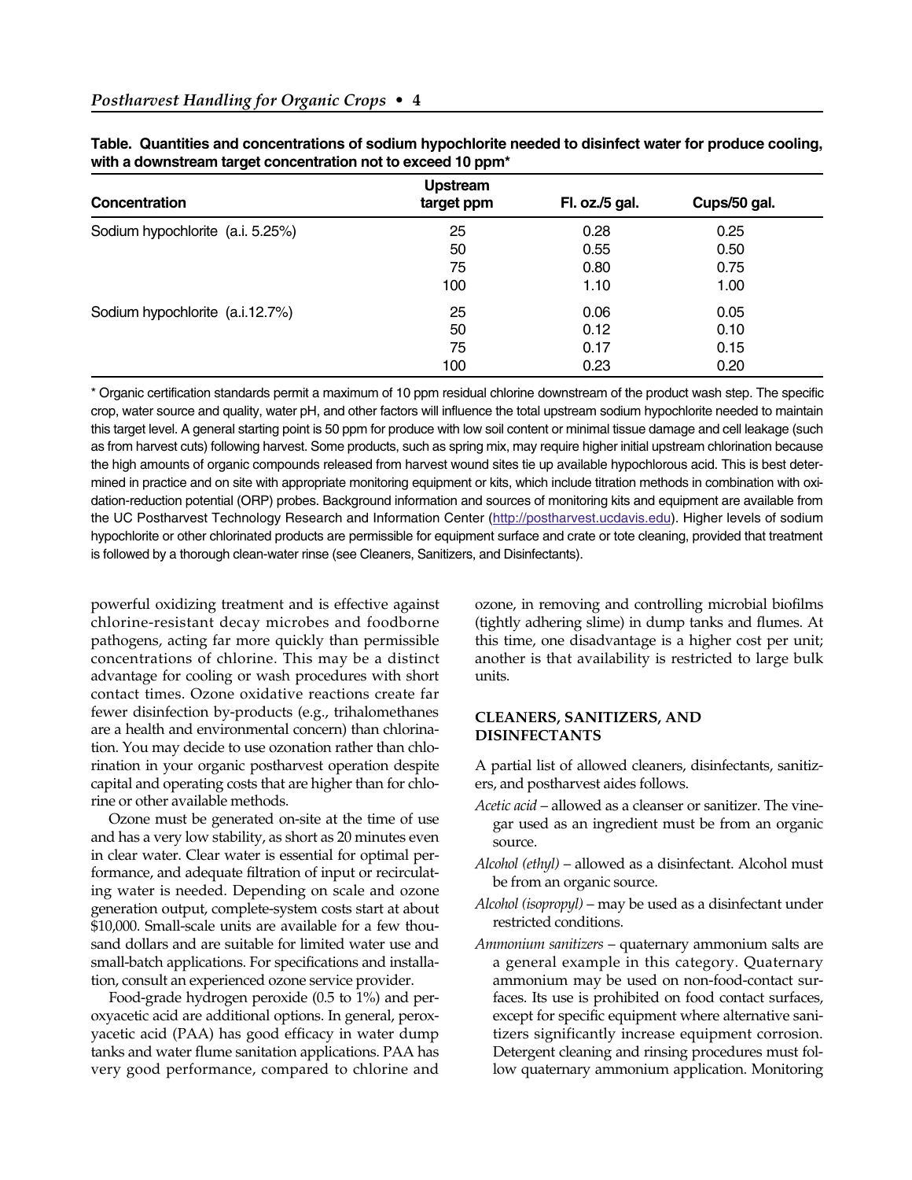**Table. Quantities and concentrations of sodium hypochlorite needed to disinfect water for produce cooling, with a downstream target concentration not to exceed 10 ppm***

| Concentration | Upstream target ppm | Fl. oz./5 gal. | Cups/50 gal. |
|---|---|---|---|
| Sodium hypochlorite (a.i. 5.25%) | 25 | 0.28 | 0.25 |
| | 50 | 0.55 | 0.50 |
| | 75 | 0.80 | 0.75 |
| | 100 | 1.10 | 1.00 |
| Sodium hypochlorite (a.i.12.7%) | 25 | 0.06 | 0.05 |
| | 50 | 0.12 | 0.10 |
| | 75 | 0.17 | 0.15 |
| | 100 | 0.23 | 0.20 |

* Organic certification standards permit a maximum of 10 ppm residual chlorine downstream of the product wash step. The specific crop, water source and quality, water pH, and other factors will influence the total upstream sodium hypochlorite needed to maintain this target level. A general starting point is 50 ppm for produce with low soil content or minimal tissue damage and cell leakage (such as from harvest cuts) following harvest. Some products, such as spring mix, may require higher initial upstream chlorination because the high amounts of organic compounds released from harvest wound sites tie up available hypochlorous acid. This is best determined in practice and on site with appropriate monitoring equipment or kits, which include titration methods in combination with oxidation-reduction potential (ORP) probes. Background information and sources of monitoring kits and equipment are available from the UC Postharvest Technology Research and Information Center (http://postharvest.ucdavis.edu). Higher levels of sodium hypochlorite or other chlorinated products are permissible for equipment surface and crate or tote cleaning, provided that treatment is followed by a thorough clean-water rinse (see Cleaners, Sanitizers, and Disinfectants).

powerful oxidizing treatment and is effective against chlorine-resistant decay microbes and foodborne pathogens, acting far more quickly than permissible concentrations of chlorine. This may be a distinct advantage for cooling or wash procedures with short contact times. Ozone oxidative reactions create far fewer disinfection by-products (e.g., trihalomethanes are a health and environmental concern) than chlorination. You may decide to use ozonation rather than chlorination in your organic postharvest operation despite capital and operating costs that are higher than for chlorine or other available methods.

Ozone must be generated on-site at the time of use and has a very low stability, as short as 20 minutes even in clear water. Clear water is essential for optimal performance, and adequate filtration of input or recirculating water is needed. Depending on scale and ozone generation output, complete-system costs start at about $10,000. Small-scale units are available for a few thousand dollars and are suitable for limited water use and small-batch applications. For specifications and installation, consult an experienced ozone service provider.

Food-grade hydrogen peroxide (0.5 to 1%) and peroxyacetic acid are additional options. In general, peroxyacetic acid (PAA) has good efficacy in water dump tanks and water flume sanitation applications. PAA has very good performance, compared to chlorine and ozone, in removing and controlling microbial biofilms (tightly adhering slime) in dump tanks and flumes. At this time, one disadvantage is a higher cost per unit; another is that availability is restricted to large bulk units.

### CLEANERS, SANITIZERS, AND DISINFECTANTS

A partial list of allowed cleaners, disinfectants, sanitizers, and postharvest aides follows.

*Acetic acid* – allowed as a cleanser or sanitizer. The vinegar used as an ingredient must be from an organic source.

*Alcohol (ethyl)* – allowed as a disinfectant. Alcohol must be from an organic source.

*Alcohol (isopropyl)* – may be used as a disinfectant under restricted conditions.

*Ammonium sanitizers* – quaternary ammonium salts are a general example in this category. Quaternary ammonium may be used on non-food-contact surfaces. Its use is prohibited on food contact surfaces, except for specific equipment where alternative sanitizers significantly increase equipment corrosion. Detergent cleaning and rinsing procedures must follow quaternary ammonium application. Monitoring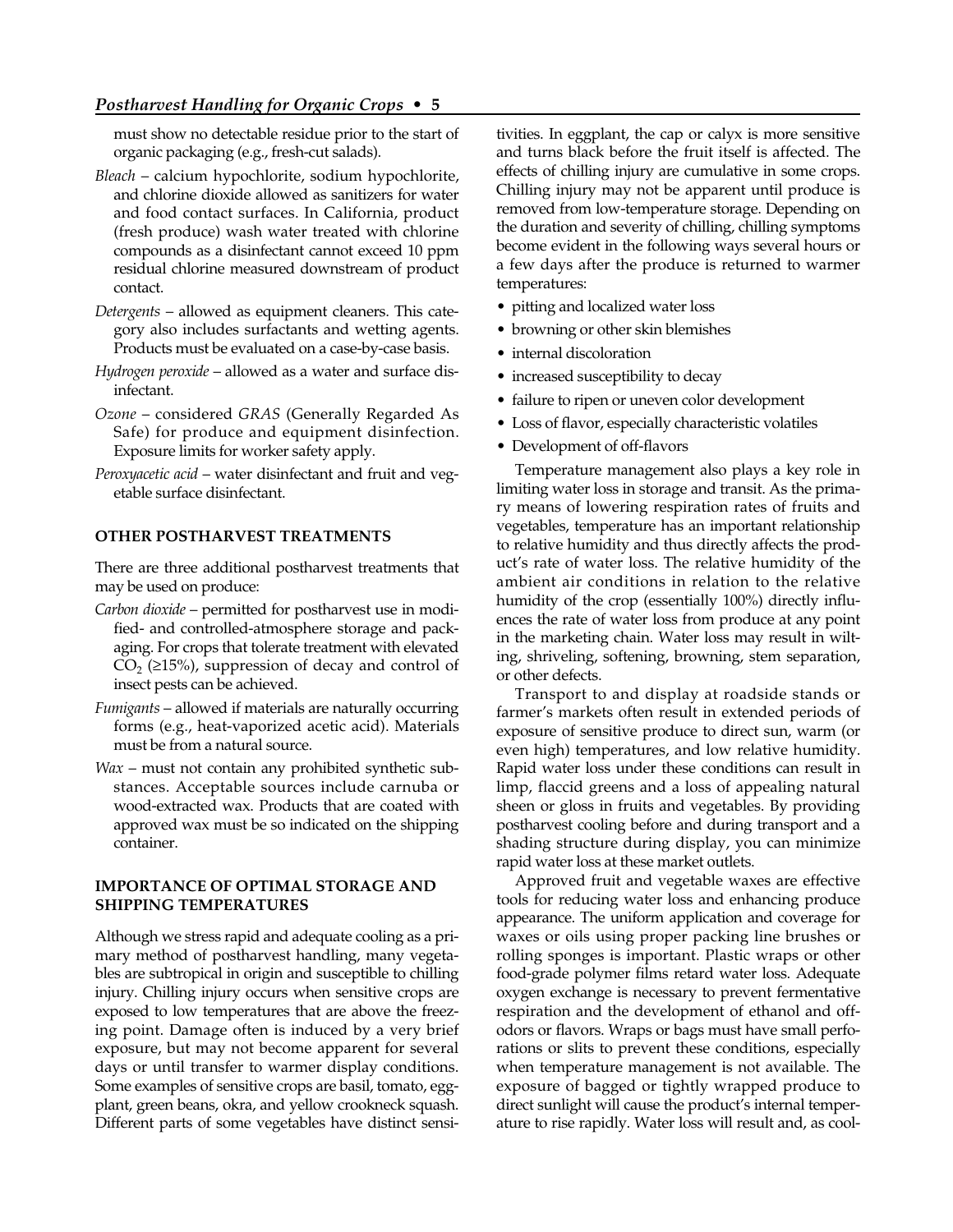must show no detectable residue prior to the start of organic packaging (e.g., fresh-cut salads).

*Bleach* – calcium hypochlorite, sodium hypochlorite, and chlorine dioxide allowed as sanitizers for water and food contact surfaces. In California, product (fresh produce) wash water treated with chlorine compounds as a disinfectant cannot exceed 10 ppm residual chlorine measured downstream of product contact.

*Detergents* – allowed as equipment cleaners. This category also includes surfactants and wetting agents. Products must be evaluated on a case-by-case basis.

*Hydrogen peroxide* – allowed as a water and surface disinfectant.

*Ozone* – considered *GRAS* (Generally Regarded As Safe) for produce and equipment disinfection. Exposure limits for worker safety apply.

*Peroxyacetic acid* – water disinfectant and fruit and vegetable surface disinfectant.

## OTHER POSTHARVEST TREATMENTS

There are three additional postharvest treatments that may be used on produce:

*Carbon dioxide* – permitted for postharvest use in modified- and controlled-atmosphere storage and packaging. For crops that tolerate treatment with elevated $CO_2$ (≥15%), suppression of decay and control of insect pests can be achieved.

*Fumigants* – allowed if materials are naturally occurring forms (e.g., heat-vaporized acetic acid). Materials must be from a natural source.

*Wax* – must not contain any prohibited synthetic substances. Acceptable sources include carnuba or wood-extracted wax. Products that are coated with approved wax must be so indicated on the shipping container.

## IMPORTANCE OF OPTIMAL STORAGE AND SHIPPING TEMPERATURES

Although we stress rapid and adequate cooling as a primary method of postharvest handling, many vegetables are subtropical in origin and susceptible to chilling injury. Chilling injury occurs when sensitive crops are exposed to low temperatures that are above the freezing point. Damage often is induced by a very brief exposure, but may not become apparent for several days or until transfer to warmer display conditions. Some examples of sensitive crops are basil, tomato, eggplant, green beans, okra, and yellow crookneck squash. Different parts of some vegetables have distinct sensitivities. In eggplant, the cap or calyx is more sensitive and turns black before the fruit itself is affected. The effects of chilling injury are cumulative in some crops. Chilling injury may not be apparent until produce is removed from low-temperature storage. Depending on the duration and severity of chilling, chilling symptoms become evident in the following ways several hours or a few days after the produce is returned to warmer temperatures:

- pitting and localized water loss
- browning or other skin blemishes
- internal discoloration
- increased susceptibility to decay
- failure to ripen or uneven color development
- Loss of flavor, especially characteristic volatiles
- Development of off-flavors

Temperature management also plays a key role in limiting water loss in storage and transit. As the primary means of lowering respiration rates of fruits and vegetables, temperature has an important relationship to relative humidity and thus directly affects the product's rate of water loss. The relative humidity of the ambient air conditions in relation to the relative humidity of the crop (essentially 100%) directly influences the rate of water loss from produce at any point in the marketing chain. Water loss may result in wilting, shriveling, softening, browning, stem separation, or other defects.

Transport to and display at roadside stands or farmer's markets often result in extended periods of exposure of sensitive produce to direct sun, warm (or even high) temperatures, and low relative humidity. Rapid water loss under these conditions can result in limp, flaccid greens and a loss of appealing natural sheen or gloss in fruits and vegetables. By providing postharvest cooling before and during transport and a shading structure during display, you can minimize rapid water loss at these market outlets.

Approved fruit and vegetable waxes are effective tools for reducing water loss and enhancing produce appearance. The uniform application and coverage for waxes or oils using proper packing line brushes or rolling sponges is important. Plastic wraps or other food-grade polymer films retard water loss. Adequate oxygen exchange is necessary to prevent fermentative respiration and the development of ethanol and off-odors or flavors. Wraps or bags must have small perforations or slits to prevent these conditions, especially when temperature management is not available. The exposure of bagged or tightly wrapped produce to direct sunlight will cause the product's internal temperature to rise rapidly. Water loss will result and, as cool-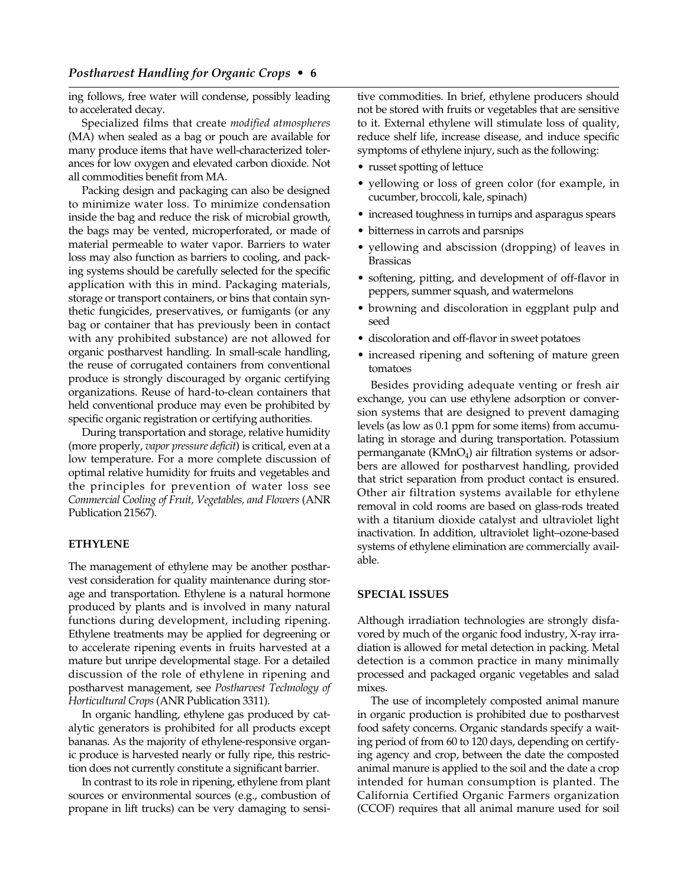ing follows, free water will condense, possibly leading to accelerated decay.

Specialized films that create *modified atmospheres* (MA) when sealed as a bag or pouch are available for many produce items that have well-characterized tolerances for low oxygen and elevated carbon dioxide. Not all commodities benefit from MA.

Packing design and packaging can also be designed to minimize water loss. To minimize condensation inside the bag and reduce the risk of microbial growth, the bags may be vented, microperforated, or made of material permeable to water vapor. Barriers to water loss may also function as barriers to cooling, and packing systems should be carefully selected for the specific application with this in mind. Packaging materials, storage or transport containers, or bins that contain synthetic fungicides, preservatives, or fumigants (or any bag or container that has previously been in contact with any prohibited substance) are not allowed for organic postharvest handling. In small-scale handling, the reuse of corrugated containers from conventional produce is strongly discouraged by organic certifying organizations. Reuse of hard-to-clean containers that held conventional produce may even be prohibited by specific organic registration or certifying authorities.

During transportation and storage, relative humidity (more properly, *vapor pressure deficit*) is critical, even at a low temperature. For a more complete discussion of optimal relative humidity for fruits and vegetables and the principles for prevention of water loss see *Commercial Cooling of Fruit, Vegetables, and Flowers* (ANR Publication 21567).

## ETHYLENE

The management of ethylene may be another postharvest consideration for quality maintenance during storage and transportation. Ethylene is a natural hormone produced by plants and is involved in many natural functions during development, including ripening. Ethylene treatments may be applied for degreening or to accelerate ripening events in fruits harvested at a mature but unripe developmental stage. For a detailed discussion of the role of ethylene in ripening and postharvest management, see *Postharvest Technology of Horticultural Crops* (ANR Publication 3311).

In organic handling, ethylene gas produced by catalytic generators is prohibited for all products except bananas. As the majority of ethylene-responsive organic produce is harvested nearly or fully ripe, this restriction does not currently constitute a significant barrier.

In contrast to its role in ripening, ethylene from plant sources or environmental sources (e.g., combustion of propane in lift trucks) can be very damaging to sensitive commodities. In brief, ethylene producers should not be stored with fruits or vegetables that are sensitive to it. External ethylene will stimulate loss of quality, reduce shelf life, increase disease, and induce specific symptoms of ethylene injury, such as the following:

- russet spotting of lettuce
- yellowing or loss of green color (for example, in cucumber, broccoli, kale, spinach)
- increased toughness in turnips and asparagus spears
- bitterness in carrots and parsnips
- yellowing and abscission (dropping) of leaves in Brassicas
- softening, pitting, and development of off-flavor in peppers, summer squash, and watermelons
- browning and discoloration in eggplant pulp and seed
- discoloration and off-flavor in sweet potatoes
- increased ripening and softening of mature green tomatoes

Besides providing adequate venting or fresh air exchange, you can use ethylene adsorption or conversion systems that are designed to prevent damaging levels (as low as 0.1 ppm for some items) from accumulating in storage and during transportation. Potassium permanganate ($KMnO_4$) air filtration systems or adsorbers are allowed for postharvest handling, provided that strict separation from product contact is ensured. Other air filtration systems available for ethylene removal in cold rooms are based on glass-rods treated with a titanium dioxide catalyst and ultraviolet light inactivation. In addition, ultraviolet light–ozone-based systems of ethylene elimination are commercially available.

## SPECIAL ISSUES

Although irradiation technologies are strongly disfavored by much of the organic food industry, X-ray irradiation is allowed for metal detection in packing. Metal detection is a common practice in many minimally processed and packaged organic vegetables and salad mixes.

The use of incompletely composted animal manure in organic production is prohibited due to postharvest food safety concerns. Organic standards specify a waiting period of from 60 to 120 days, depending on certifying agency and crop, between the date the composted animal manure is applied to the soil and the date a crop intended for human consumption is planted. The California Certified Organic Farmers organization (CCOF) requires that all animal manure used for soil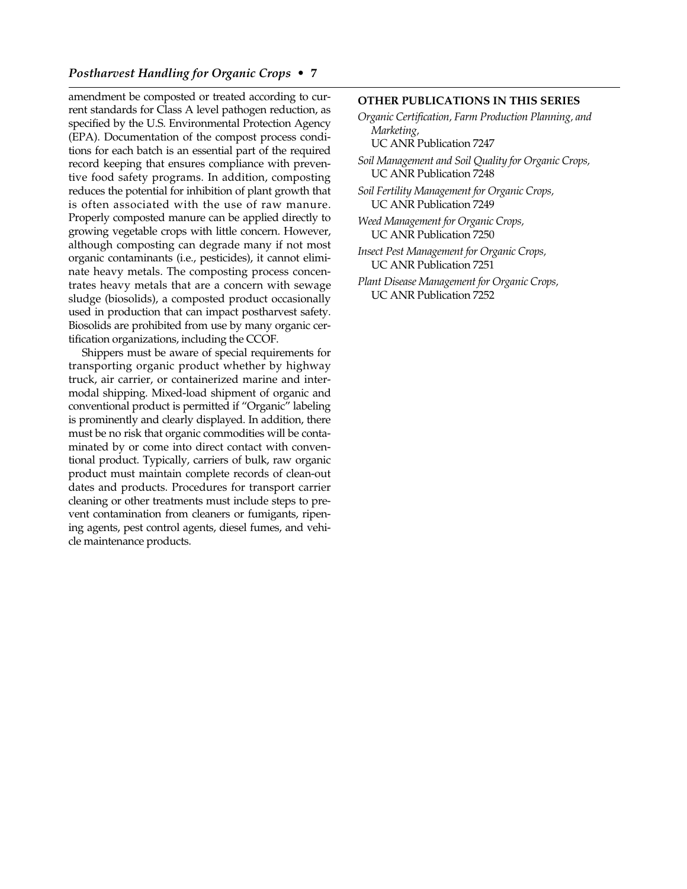amendment be composted or treated according to current standards for Class A level pathogen reduction, as specified by the U.S. Environmental Protection Agency (EPA). Documentation of the compost process conditions for each batch is an essential part of the required record keeping that ensures compliance with preventive food safety programs. In addition, composting reduces the potential for inhibition of plant growth that is often associated with the use of raw manure. Properly composted manure can be applied directly to growing vegetable crops with little concern. However, although composting can degrade many if not most organic contaminants (i.e., pesticides), it cannot eliminate heavy metals. The composting process concentrates heavy metals that are a concern with sewage sludge (biosolids), a composted product occasionally used in production that can impact postharvest safety. Biosolids are prohibited from use by many organic certification organizations, including the CCOF.

Shippers must be aware of special requirements for transporting organic product whether by highway truck, air carrier, or containerized marine and intermodal shipping. Mixed-load shipment of organic and conventional product is permitted if "Organic" labeling is prominently and clearly displayed. In addition, there must be no risk that organic commodities will be contaminated by or come into direct contact with conventional product. Typically, carriers of bulk, raw organic product must maintain complete records of clean-out dates and products. Procedures for transport carrier cleaning or other treatments must include steps to prevent contamination from cleaners or fumigants, ripening agents, pest control agents, diesel fumes, and vehicle maintenance products.

## OTHER PUBLICATIONS IN THIS SERIES

*Organic Certification, Farm Production Planning, and Marketing,* UC ANR Publication 7247

*Soil Management and Soil Quality for Organic Crops,* UC ANR Publication 7248

*Soil Fertility Management for Organic Crops,* UC ANR Publication 7249

*Weed Management for Organic Crops,* UC ANR Publication 7250

*Insect Pest Management for Organic Crops,* UC ANR Publication 7251

*Plant Disease Management for Organic Crops,* UC ANR Publication 7252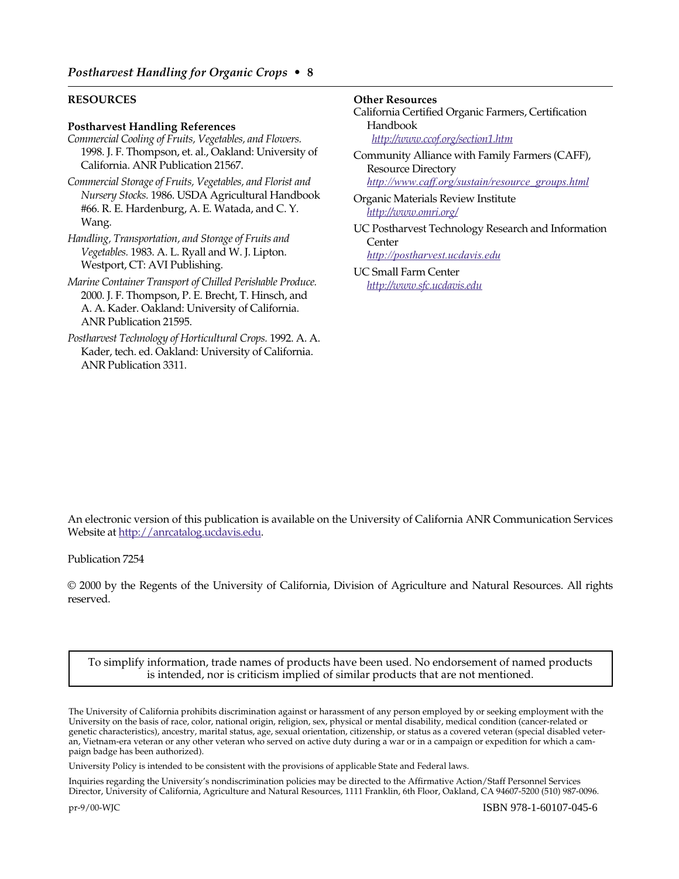## RESOURCES

### Postharvest Handling References

*Commercial Cooling of Fruits, Vegetables, and Flowers.* 1998. J. F. Thompson, et. al., Oakland: University of California. ANR Publication 21567.

*Commercial Storage of Fruits, Vegetables, and Florist and Nursery Stocks.* 1986. USDA Agricultural Handbook #66. R. E. Hardenburg, A. E. Watada, and C. Y. Wang.

*Handling, Transportation, and Storage of Fruits and Vegetables.* 1983. A. L. Ryall and W. J. Lipton. Westport, CT: AVI Publishing.

*Marine Container Transport of Chilled Perishable Produce.* 2000. J. F. Thompson, P. E. Brecht, T. Hinsch, and A. A. Kader. Oakland: University of California. ANR Publication 21595.

*Postharvest Technology of Horticultural Crops.* 1992. A. A. Kader, tech. ed. Oakland: University of California. ANR Publication 3311.

### Other Resources

California Certified Organic Farmers, Certification Handbook
*http://www.ccof.org/section1.htm*

Community Alliance with Family Farmers (CAFF), Resource Directory
*http://www.caff.org/sustain/resource_groups.html*

Organic Materials Review Institute
*http://www.omri.org/*

UC Postharvest Technology Research and Information Center
*http://postharvest.ucdavis.edu*

UC Small Farm Center
*http://www.sfc.ucdavis.edu*

An electronic version of this publication is available on the University of California ANR Communication Services Website at http://anrcatalog.ucdavis.edu.

Publication 7254

© 2000 by the Regents of the University of California, Division of Agriculture and Natural Resources. All rights reserved.

To simplify information, trade names of products have been used. No endorsement of named products is intended, nor is criticism implied of similar products that are not mentioned.

The University of California prohibits discrimination against or harassment of any person employed by or seeking employment with the University on the basis of race, color, national origin, religion, sex, physical or mental disability, medical condition (cancer-related or genetic characteristics), ancestry, marital status, age, sexual orientation, citizenship, or status as a covered veteran (special disabled veteran, Vietnam-era veteran or any other veteran who served on active duty during a war or in a campaign or expedition for which a campaign badge has been authorized).

University Policy is intended to be consistent with the provisions of applicable State and Federal laws.

Inquiries regarding the University's nondiscrimination policies may be directed to the Affirmative Action/Staff Personnel Services Director, University of California, Agriculture and Natural Resources, 1111 Franklin, 6th Floor, Oakland, CA 94607-5200 (510) 987-0096.

pr-9/00-WJC

ISBN 978-1-60107-045-6